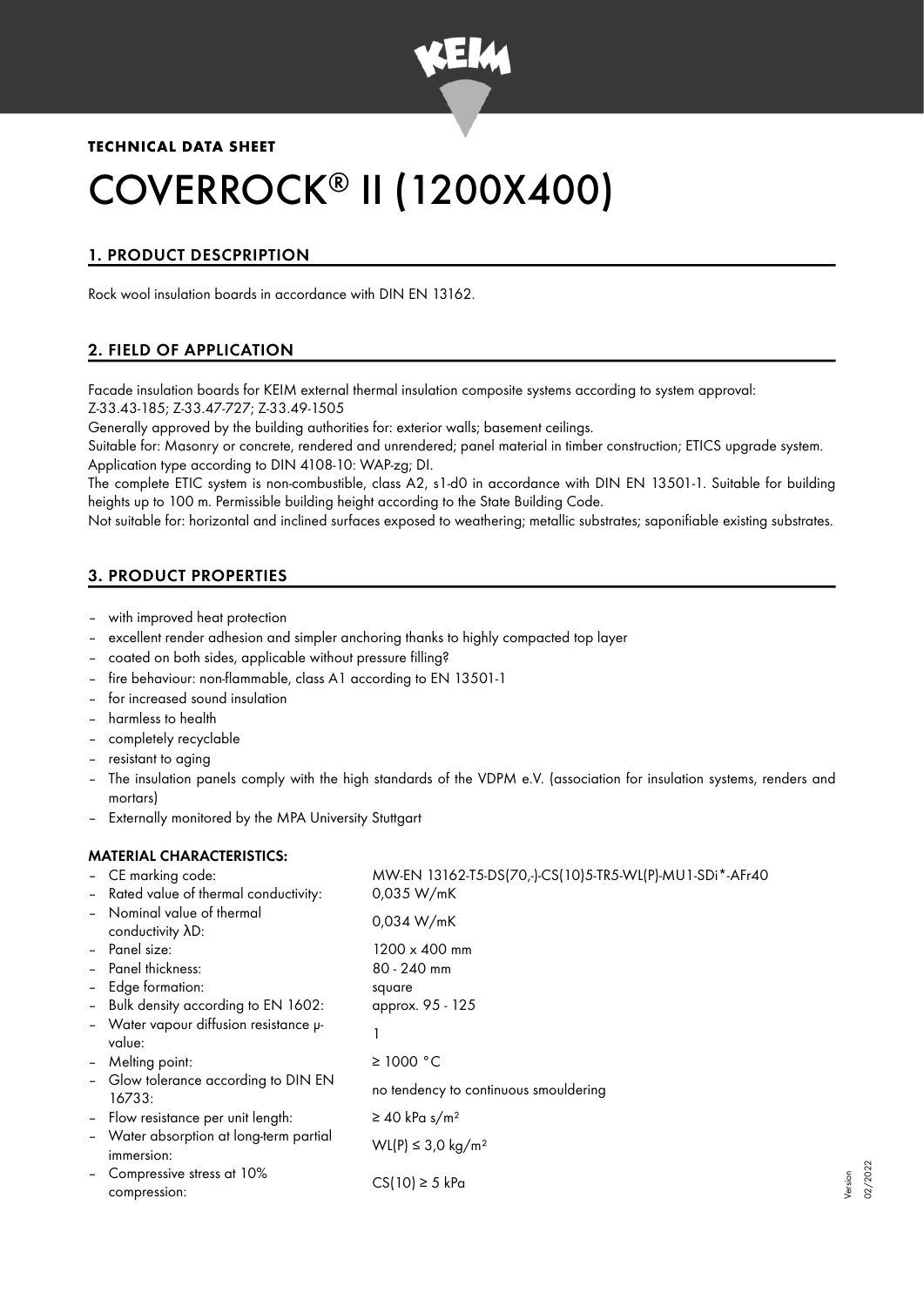**TECHNICAL DATA SHEET**

# COVERROCK® II (1200X400)

## 1. PRODUCT DESCPRIPTION

Rock wool insulation boards in accordance with DIN EN 13162.

## 2. FIELD OF APPLICATION

Facade insulation boards for KEIM external thermal insulation composite systems according to system approval:
Z-33.43-185; Z-33.47-727; Z-33.49-1505

Generally approved by the building authorities for: exterior walls; basement ceilings.

Suitable for: Masonry or concrete, rendered and unrendered; panel material in timber construction; ETICS upgrade system.

Application type according to DIN 4108-10: WAP-zg; DI.

The complete ETIC system is non-combustible, class A2, s1-d0 in accordance with DIN EN 13501-1. Suitable for building heights up to 100 m. Permissible building height according to the State Building Code.

Not suitable for: horizontal and inclined surfaces exposed to weathering; metallic substrates; saponifiable existing substrates.

## 3. PRODUCT PROPERTIES

- with improved heat protection
- excellent render adhesion and simpler anchoring thanks to highly compacted top layer
- coated on both sides, applicable without pressure filling?
- fire behaviour: non-flammable, class A1 according to EN 13501-1
- for increased sound insulation
- harmless to health
- completely recyclable
- resistant to aging
- The insulation panels comply with the high standards of the VDPM e.V. (association for insulation systems, renders and mortars)
- Externally monitored by the MPA University Stuttgart

### MATERIAL CHARACTERISTICS:

- CE marking code: MW-EN 13162-T5-DS(70,-)-CS(10)5-TR5-WL(P)-MU1-SDi*-AFr40
- Rated value of thermal conductivity: 0,035 W/mK
- Nominal value of thermal conductivity λD: 0,034 W/mK
- Panel size: 1200 x 400 mm
- Panel thickness: 80 - 240 mm
- Edge formation: square
- Bulk density according to EN 1602: approx. 95 - 125
- Water vapour diffusion resistance μ-value: 1
- Melting point: ≥ 1000 °C
- Glow tolerance according to DIN EN 16733: no tendency to continuous smouldering
- Flow resistance per unit length: ≥ 40 kPa s/m²
- Water absorption at long-term partial immersion: WL(P) ≤ 3,0 kg/m²
- Compressive stress at 10% compression: CS(10) ≥ 5 kPa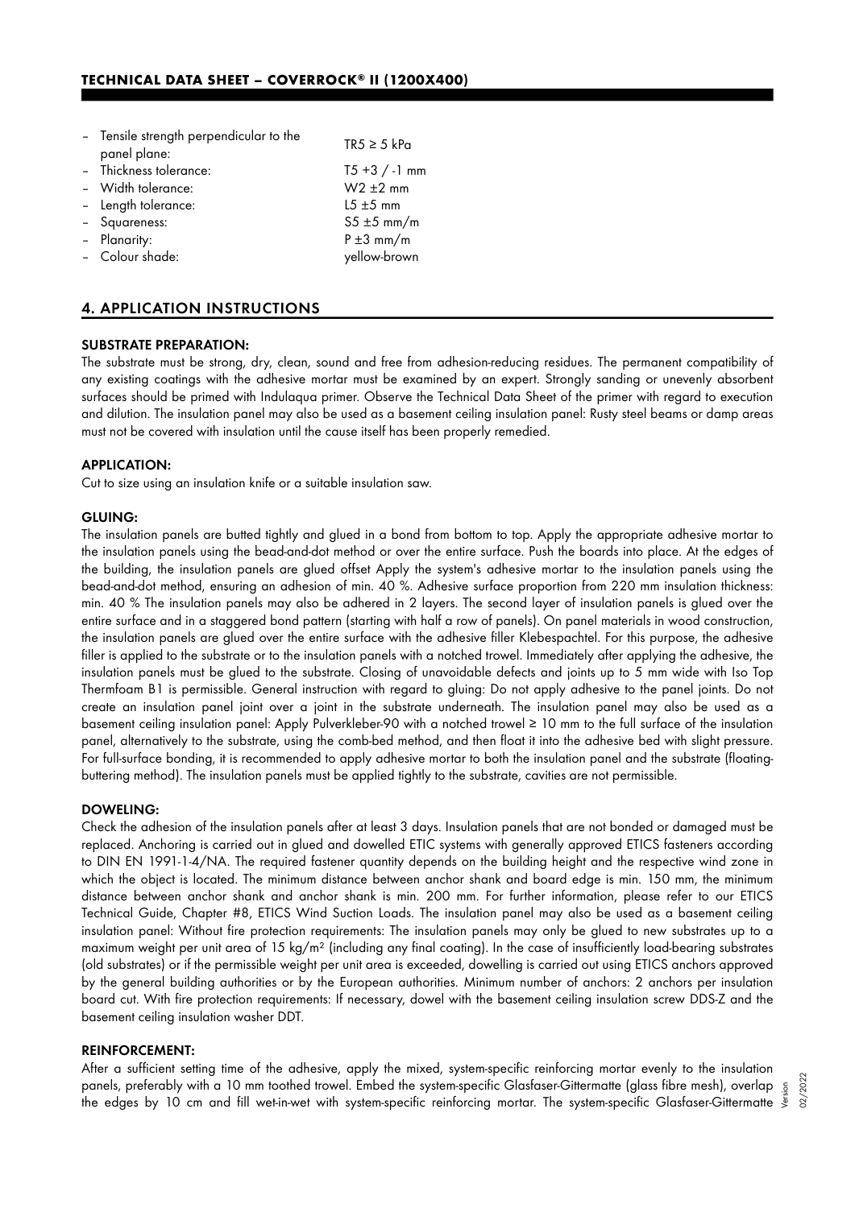- Tensile strength perpendicular to the panel plane: TR5 ≥ 5 kPa
- Thickness tolerance: T5 +3 / -1 mm
- Width tolerance: W2 ±2 mm
- Length tolerance: L5 ±5 mm
- Squareness: S5 ±5 mm/m
- Planarity: P ±3 mm/m
- Colour shade: yellow-brown

## 4. APPLICATION INSTRUCTIONS

### SUBSTRATE PREPARATION:

The substrate must be strong, dry, clean, sound and free from adhesion-reducing residues. The permanent compatibility of any existing coatings with the adhesive mortar must be examined by an expert. Strongly sanding or unevenly absorbent surfaces should be primed with Indulaqua primer. Observe the Technical Data Sheet of the primer with regard to execution and dilution. The insulation panel may also be used as a basement ceiling insulation panel: Rusty steel beams or damp areas must not be covered with insulation until the cause itself has been properly remedied.

### APPLICATION:

Cut to size using an insulation knife or a suitable insulation saw.

### GLUING:

The insulation panels are butted tightly and glued in a bond from bottom to top. Apply the appropriate adhesive mortar to the insulation panels using the bead-and-dot method or over the entire surface. Push the boards into place. At the edges of the building, the insulation panels are glued offset Apply the system's adhesive mortar to the insulation panels using the bead-and-dot method, ensuring an adhesion of min. 40 %. Adhesive surface proportion from 220 mm insulation thickness: min. 40 % The insulation panels may also be adhered in 2 layers. The second layer of insulation panels is glued over the entire surface and in a staggered bond pattern (starting with half a row of panels). On panel materials in wood construction, the insulation panels are glued over the entire surface with the adhesive filler Klebespachtel. For this purpose, the adhesive filler is applied to the substrate or to the insulation panels with a notched trowel. Immediately after applying the adhesive, the insulation panels must be glued to the substrate. Closing of unavoidable defects and joints up to 5 mm wide with Iso Top Thermfoam B1 is permissible. General instruction with regard to gluing: Do not apply adhesive to the panel joints. Do not create an insulation panel joint over a joint in the substrate underneath. The insulation panel may also be used as a basement ceiling insulation panel: Apply Pulverkleber-90 with a notched trowel ≥ 10 mm to the full surface of the insulation panel, alternatively to the substrate, using the comb-bed method, and then float it into the adhesive bed with slight pressure. For full-surface bonding, it is recommended to apply adhesive mortar to both the insulation panel and the substrate (floating-buttering method). The insulation panels must be applied tightly to the substrate, cavities are not permissible.

### DOWELING:

Check the adhesion of the insulation panels after at least 3 days. Insulation panels that are not bonded or damaged must be replaced. Anchoring is carried out in glued and dowelled ETIC systems with generally approved ETICS fasteners according to DIN EN 1991-1-4/NA. The required fastener quantity depends on the building height and the respective wind zone in which the object is located. The minimum distance between anchor shank and board edge is min. 150 mm, the minimum distance between anchor shank and anchor shank is min. 200 mm. For further information, please refer to our ETICS Technical Guide, Chapter #8, ETICS Wind Suction Loads. The insulation panel may also be used as a basement ceiling insulation panel: Without fire protection requirements: The insulation panels may only be glued to new substrates up to a maximum weight per unit area of 15 kg/m² (including any final coating). In the case of insufficiently load-bearing substrates (old substrates) or if the permissible weight per unit area is exceeded, dowelling is carried out using ETICS anchors approved by the general building authorities or by the European authorities. Minimum number of anchors: 2 anchors per insulation board cut. With fire protection requirements: If necessary, dowel with the basement ceiling insulation screw DDS-Z and the basement ceiling insulation washer DDT.

### REINFORCEMENT:

After a sufficient setting time of the adhesive, apply the mixed, system-specific reinforcing mortar evenly to the insulation panels, preferably with a 10 mm toothed trowel. Embed the system-specific Glasfaser-Gittermatte (glass fibre mesh), overlap the edges by 10 cm and fill wet-in-wet with system-specific reinforcing mortar. The system-specific Glasfaser-Gittermatte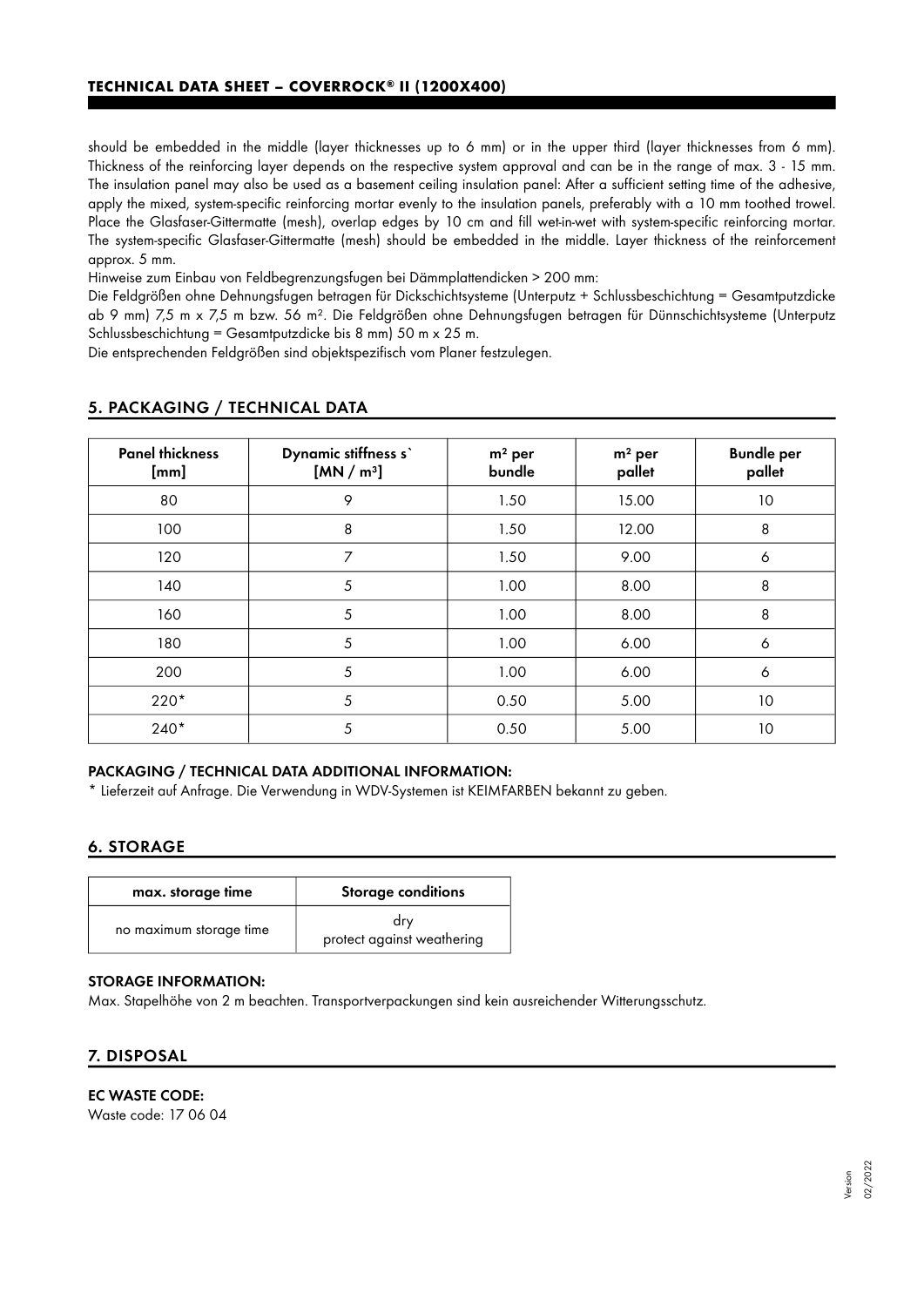should be embedded in the middle (layer thicknesses up to 6 mm) or in the upper third (layer thicknesses from 6 mm). Thickness of the reinforcing layer depends on the respective system approval and can be in the range of max. 3 - 15 mm. The insulation panel may also be used as a basement ceiling insulation panel: After a sufficient setting time of the adhesive, apply the mixed, system-specific reinforcing mortar evenly to the insulation panels, preferably with a 10 mm toothed trowel. Place the Glasfaser-Gittermatte (mesh), overlap edges by 10 cm and fill wet-in-wet with system-specific reinforcing mortar. The system-specific Glasfaser-Gittermatte (mesh) should be embedded in the middle. Layer thickness of the reinforcement approx. 5 mm.

Hinweise zum Einbau von Feldbegrenzungsfugen bei Dämmplattendicken > 200 mm:

Die Feldgrößen ohne Dehnungsfugen betragen für Dickschichtsysteme (Unterputz + Schlussbeschichtung = Gesamtputzdicke ab 9 mm) 7,5 m x 7,5 m bzw. 56 m². Die Feldgrößen ohne Dehnungsfugen betragen für Dünnschichtsysteme (Unterputz Schlussbeschichtung = Gesamtputzdicke bis 8 mm) 50 m x 25 m.

Die entsprechenden Feldgrößen sind objektspezifisch vom Planer festzulegen.

## 5. PACKAGING / TECHNICAL DATA

| Panel thickness [mm] | Dynamic stiffness s` [MN / m³] | m² per bundle | m² per pallet | Bundle per pallet |
|---|---|---|---|---|
| 80 | 9 | 1.50 | 15.00 | 10 |
| 100 | 8 | 1.50 | 12.00 | 8 |
| 120 | 7 | 1.50 | 9.00 | 6 |
| 140 | 5 | 1.00 | 8.00 | 8 |
| 160 | 5 | 1.00 | 8.00 | 8 |
| 180 | 5 | 1.00 | 6.00 | 6 |
| 200 | 5 | 1.00 | 6.00 | 6 |
| 220* | 5 | 0.50 | 5.00 | 10 |
| 240* | 5 | 0.50 | 5.00 | 10 |

**PACKAGING / TECHNICAL DATA ADDITIONAL INFORMATION:**

* Lieferzeit auf Anfrage. Die Verwendung in WDV-Systemen ist KEIMFARBEN bekannt zu geben.

## 6. STORAGE

| max. storage time | Storage conditions |
|---|---|
| no maximum storage time | dry<br>protect against weathering |

**STORAGE INFORMATION:**

Max. Stapelhöhe von 2 m beachten. Transportverpackungen sind kein ausreichender Witterungsschutz.

## 7. DISPOSAL

**EC WASTE CODE:**

Waste code: 17 06 04

Version 02/2022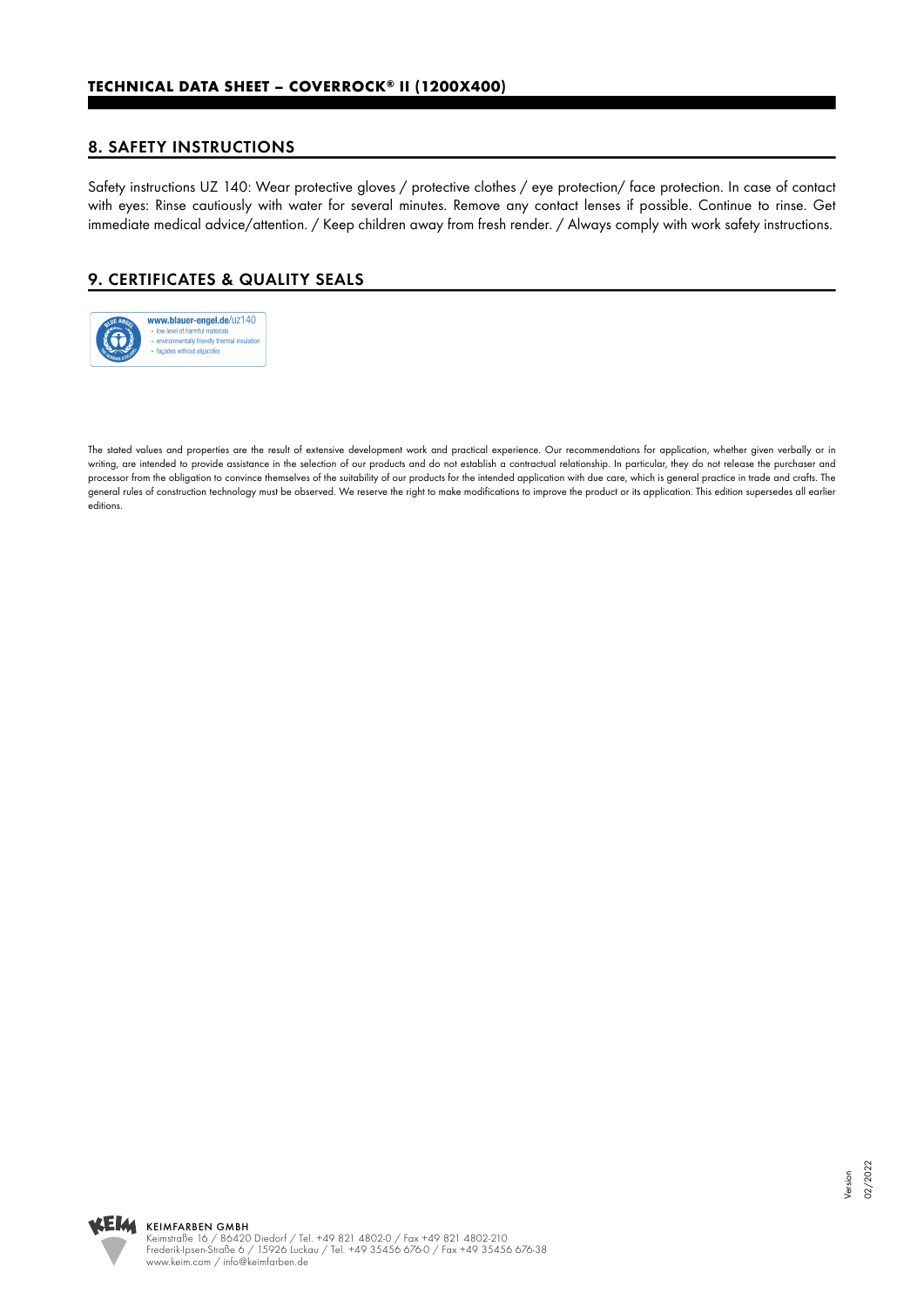## 8. SAFETY INSTRUCTIONS

Safety instructions UZ 140: Wear protective gloves / protective clothes / eye protection/ face protection. In case of contact with eyes: Rinse cautiously with water for several minutes. Remove any contact lenses if possible. Continue to rinse. Get immediate medical advice/attention. / Keep children away from fresh render. / Always comply with work safety instructions.

## 9. CERTIFICATES & QUALITY SEALS

www.blauer-engel.de/uz140
- low level of harmful materials
- environmentally friendly thermal insulation
- façades without algacides

The stated values and properties are the result of extensive development work and practical experience. Our recommendations for application, whether given verbally or in writing, are intended to provide assistance in the selection of our products and do not establish a contractual relationship. In particular, they do not release the purchaser and processor from the obligation to convince themselves of the suitability of our products for the intended application with due care, which is general practice in trade and crafts. The general rules of construction technology must be observed. We reserve the right to make modifications to improve the product or its application. This edition supersedes all earlier editions.

KEIMFARBEN GMBH
Keimstraße 16 / 86420 Diedorf / Tel. +49 821 4802-0 / Fax +49 821 4802-210
Frederik-Ipsen-Straße 6 / 15926 Luckau / Tel. +49 35456 676-0 / Fax +49 35456 676-38
www.keim.com / info@keimfarben.de

Version 02/2022